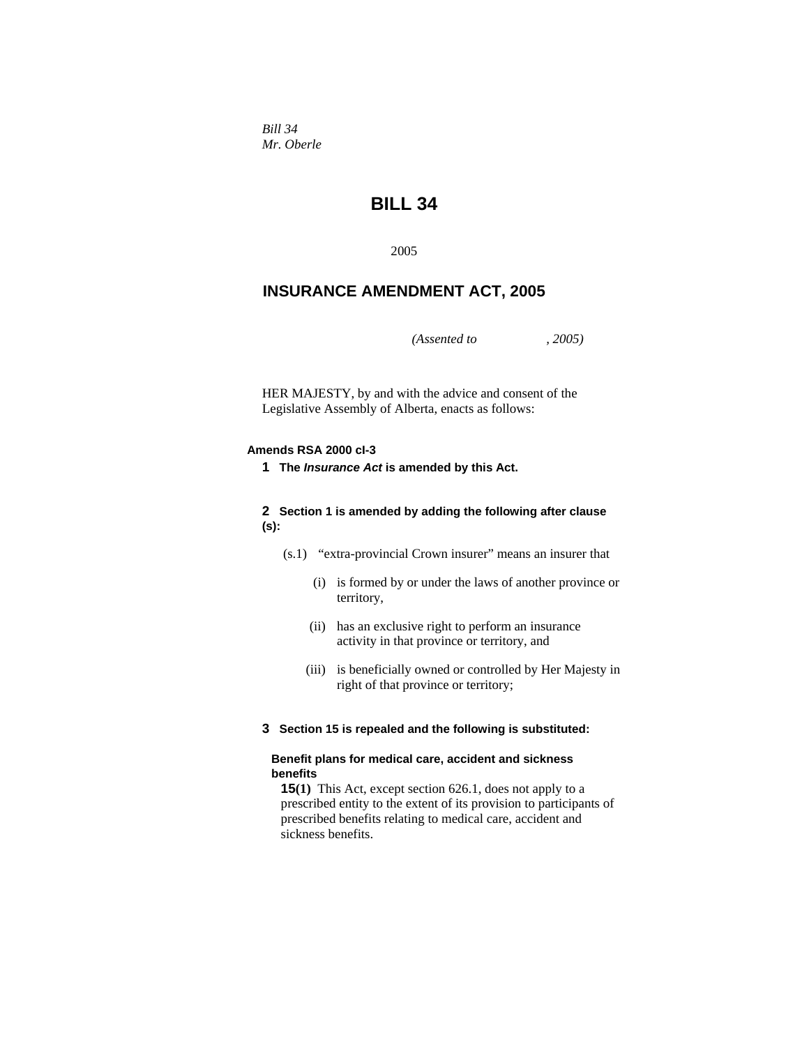*Bill 34*
*Mr. Oberle*

# BILL 34

2005

## INSURANCE AMENDMENT ACT, 2005

*(Assented to , 2005)*

HER MAJESTY, by and with the advice and consent of the Legislative Assembly of Alberta, enacts as follows:

**Amends RSA 2000 cI-3**

**1 The *Insurance Act* is amended by this Act.**

**2 Section 1 is amended by adding the following after clause (s):**

(s.1) "extra-provincial Crown insurer" means an insurer that

(i) is formed by or under the laws of another province or territory,

(ii) has an exclusive right to perform an insurance activity in that province or territory, and

(iii) is beneficially owned or controlled by Her Majesty in right of that province or territory;

**3 Section 15 is repealed and the following is substituted:**

**Benefit plans for medical care, accident and sickness benefits**

**15(1)** This Act, except section 626.1, does not apply to a prescribed entity to the extent of its provision to participants of prescribed benefits relating to medical care, accident and sickness benefits.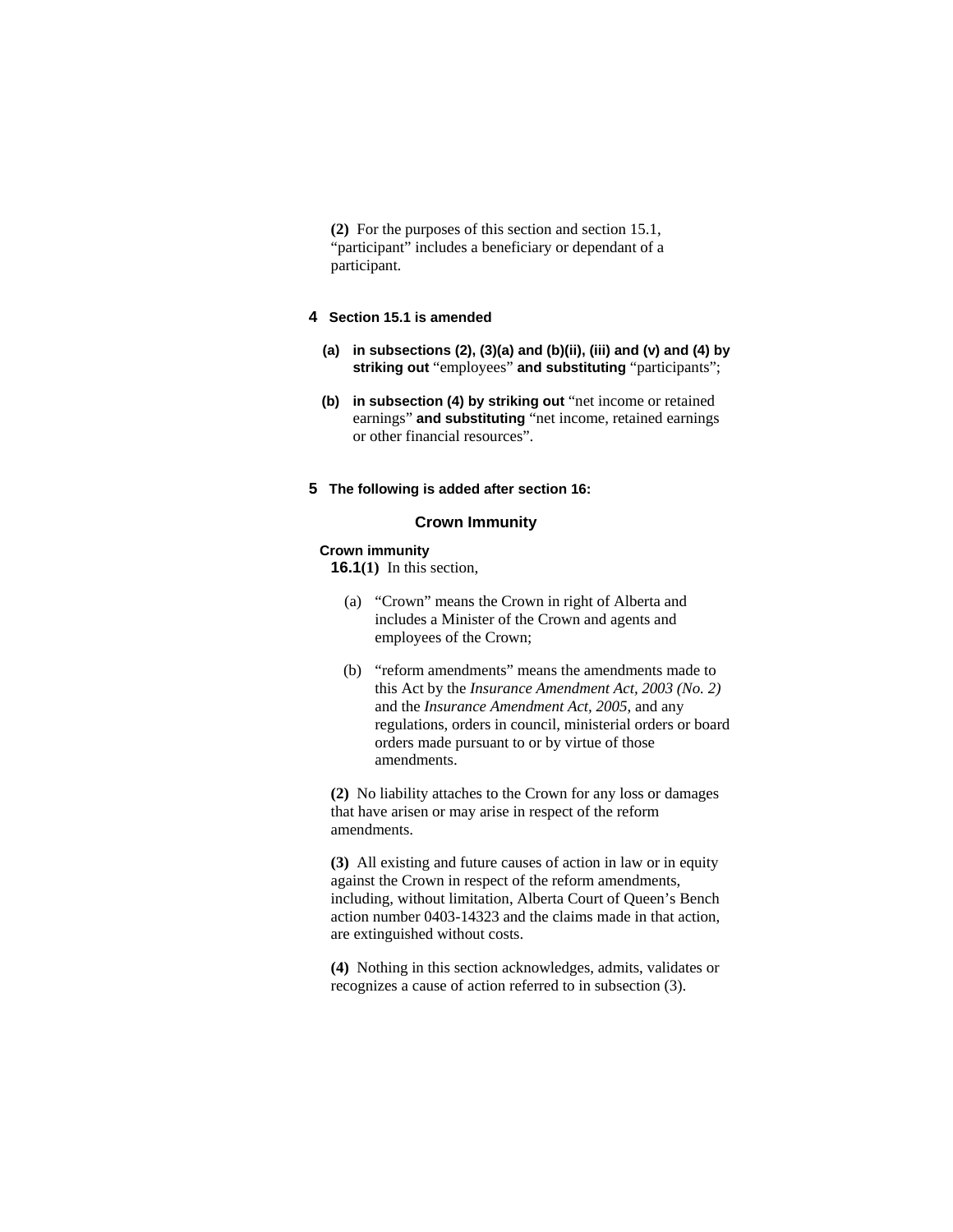**(2)** For the purposes of this section and section 15.1, “participant” includes a beneficiary or dependant of a participant.

**4 Section 15.1 is amended**

**(a) in subsections (2), (3)(a) and (b)(ii), (iii) and (v) and (4) by striking out** “employees” **and substituting** “participants”;

**(b) in subsection (4) by striking out** “net income or retained earnings” **and substituting** “net income, retained earnings or other financial resources”.

**5 The following is added after section 16:**

## Crown Immunity

**Crown immunity**

**16.1(1)** In this section,

(a) “Crown” means the Crown in right of Alberta and includes a Minister of the Crown and agents and employees of the Crown;

(b) “reform amendments” means the amendments made to this Act by the *Insurance Amendment Act, 2003 (No. 2)* and the *Insurance Amendment Act, 2005*, and any regulations, orders in council, ministerial orders or board orders made pursuant to or by virtue of those amendments.

**(2)** No liability attaches to the Crown for any loss or damages that have arisen or may arise in respect of the reform amendments.

**(3)** All existing and future causes of action in law or in equity against the Crown in respect of the reform amendments, including, without limitation, Alberta Court of Queen’s Bench action number 0403-14323 and the claims made in that action, are extinguished without costs.

**(4)** Nothing in this section acknowledges, admits, validates or recognizes a cause of action referred to in subsection (3).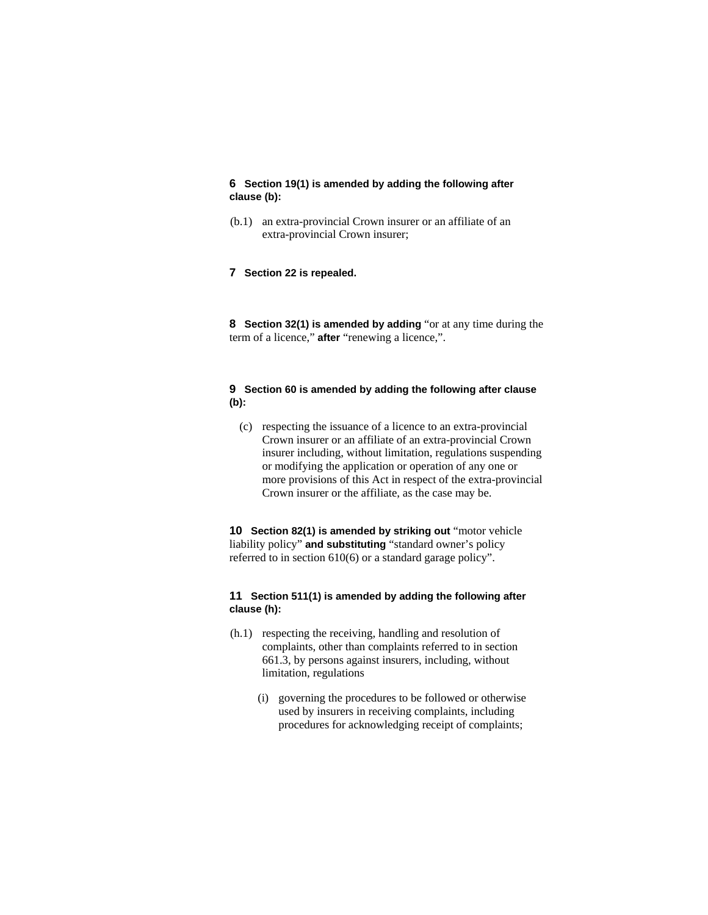**6 Section 19(1) is amended by adding the following after clause (b):**

(b.1) an extra-provincial Crown insurer or an affiliate of an extra-provincial Crown insurer;

**7 Section 22 is repealed.**

**8 Section 32(1) is amended by adding** "or at any time during the term of a licence," **after** "renewing a licence,".

**9 Section 60 is amended by adding the following after clause (b):**

(c) respecting the issuance of a licence to an extra-provincial Crown insurer or an affiliate of an extra-provincial Crown insurer including, without limitation, regulations suspending or modifying the application or operation of any one or more provisions of this Act in respect of the extra-provincial Crown insurer or the affiliate, as the case may be.

**10 Section 82(1) is amended by striking out** "motor vehicle liability policy" **and substituting** "standard owner's policy referred to in section 610(6) or a standard garage policy".

**11 Section 511(1) is amended by adding the following after clause (h):**

(h.1) respecting the receiving, handling and resolution of complaints, other than complaints referred to in section 661.3, by persons against insurers, including, without limitation, regulations

(i) governing the procedures to be followed or otherwise used by insurers in receiving complaints, including procedures for acknowledging receipt of complaints;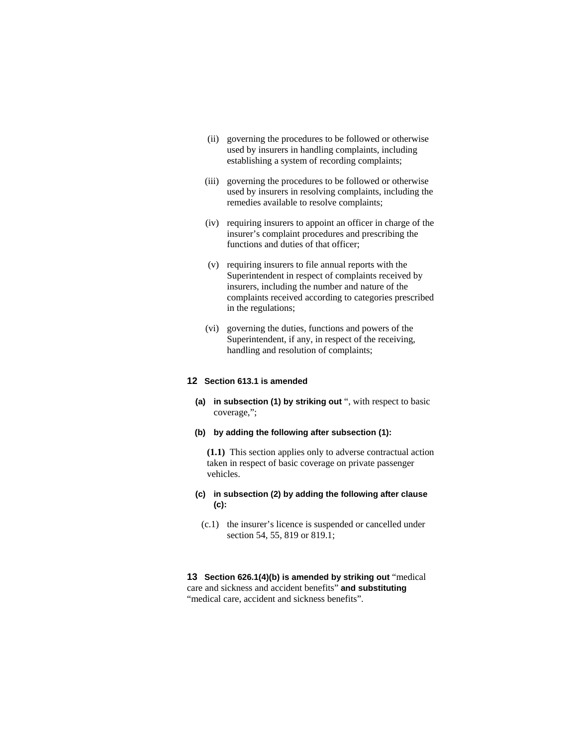(ii) governing the procedures to be followed or otherwise used by insurers in handling complaints, including establishing a system of recording complaints;

(iii) governing the procedures to be followed or otherwise used by insurers in resolving complaints, including the remedies available to resolve complaints;

(iv) requiring insurers to appoint an officer in charge of the insurer's complaint procedures and prescribing the functions and duties of that officer;

(v) requiring insurers to file annual reports with the Superintendent in respect of complaints received by insurers, including the number and nature of the complaints received according to categories prescribed in the regulations;

(vi) governing the duties, functions and powers of the Superintendent, if any, in respect of the receiving, handling and resolution of complaints;

**12 Section 613.1 is amended**

**(a) in subsection (1) by striking out** ", with respect to basic coverage,";

**(b) by adding the following after subsection (1):**

**(1.1)** This section applies only to adverse contractual action taken in respect of basic coverage on private passenger vehicles.

**(c) in subsection (2) by adding the following after clause (c):**

(c.1) the insurer's licence is suspended or cancelled under section 54, 55, 819 or 819.1;

**13 Section 626.1(4)(b) is amended by striking out** "medical care and sickness and accident benefits" **and substituting** "medical care, accident and sickness benefits".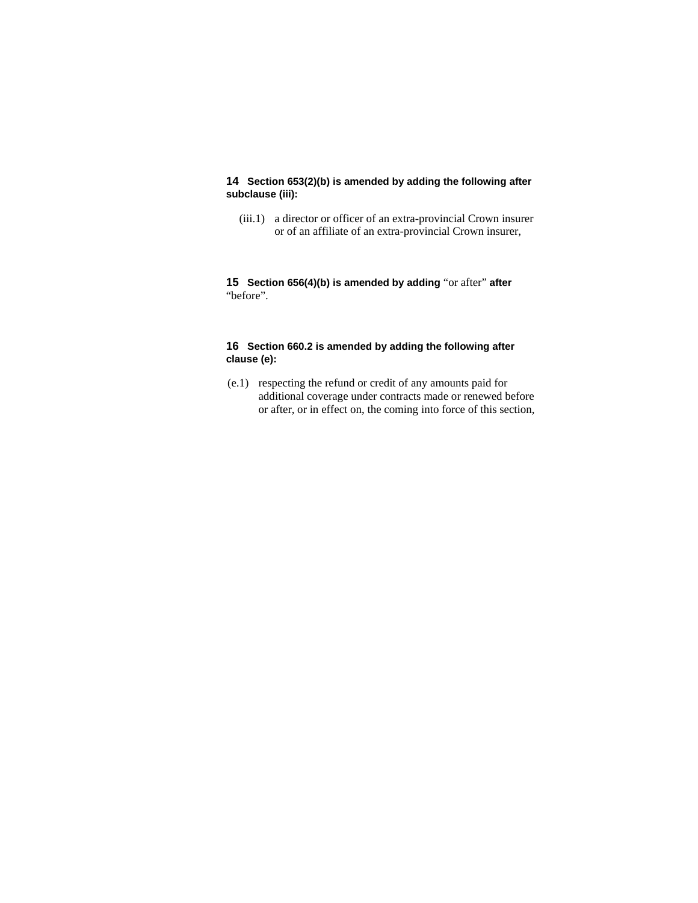**14 Section 653(2)(b) is amended by adding the following after subclause (iii):**

(iii.1) a director or officer of an extra-provincial Crown insurer or of an affiliate of an extra-provincial Crown insurer,

**15 Section 656(4)(b) is amended by adding** "or after" **after** "before".

**16 Section 660.2 is amended by adding the following after clause (e):**

(e.1) respecting the refund or credit of any amounts paid for additional coverage under contracts made or renewed before or after, or in effect on, the coming into force of this section,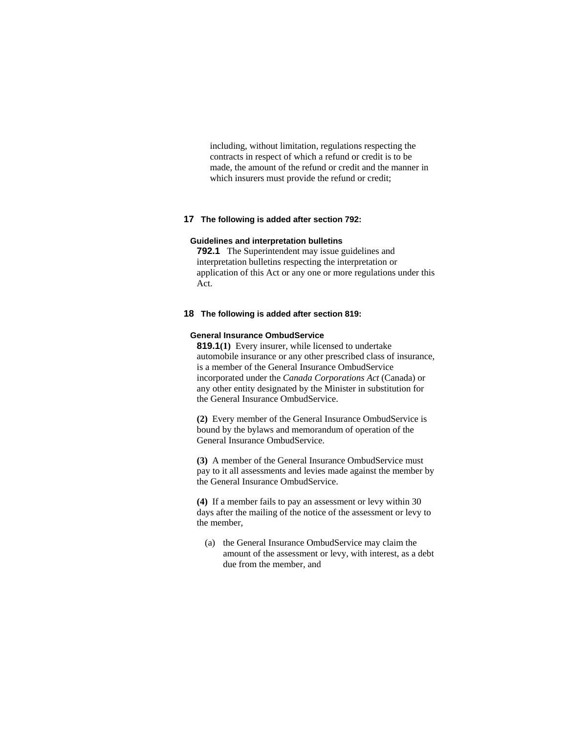including, without limitation, regulations respecting the contracts in respect of which a refund or credit is to be made, the amount of the refund or credit and the manner in which insurers must provide the refund or credit;

**17 The following is added after section 792:**

**Guidelines and interpretation bulletins**

**792.1** The Superintendent may issue guidelines and interpretation bulletins respecting the interpretation or application of this Act or any one or more regulations under this Act.

**18 The following is added after section 819:**

**General Insurance OmbudService**

**819.1(1)** Every insurer, while licensed to undertake automobile insurance or any other prescribed class of insurance, is a member of the General Insurance OmbudService incorporated under the *Canada Corporations Act* (Canada) or any other entity designated by the Minister in substitution for the General Insurance OmbudService.

**(2)** Every member of the General Insurance OmbudService is bound by the bylaws and memorandum of operation of the General Insurance OmbudService.

**(3)** A member of the General Insurance OmbudService must pay to it all assessments and levies made against the member by the General Insurance OmbudService.

**(4)** If a member fails to pay an assessment or levy within 30 days after the mailing of the notice of the assessment or levy to the member,

(a) the General Insurance OmbudService may claim the amount of the assessment or levy, with interest, as a debt due from the member, and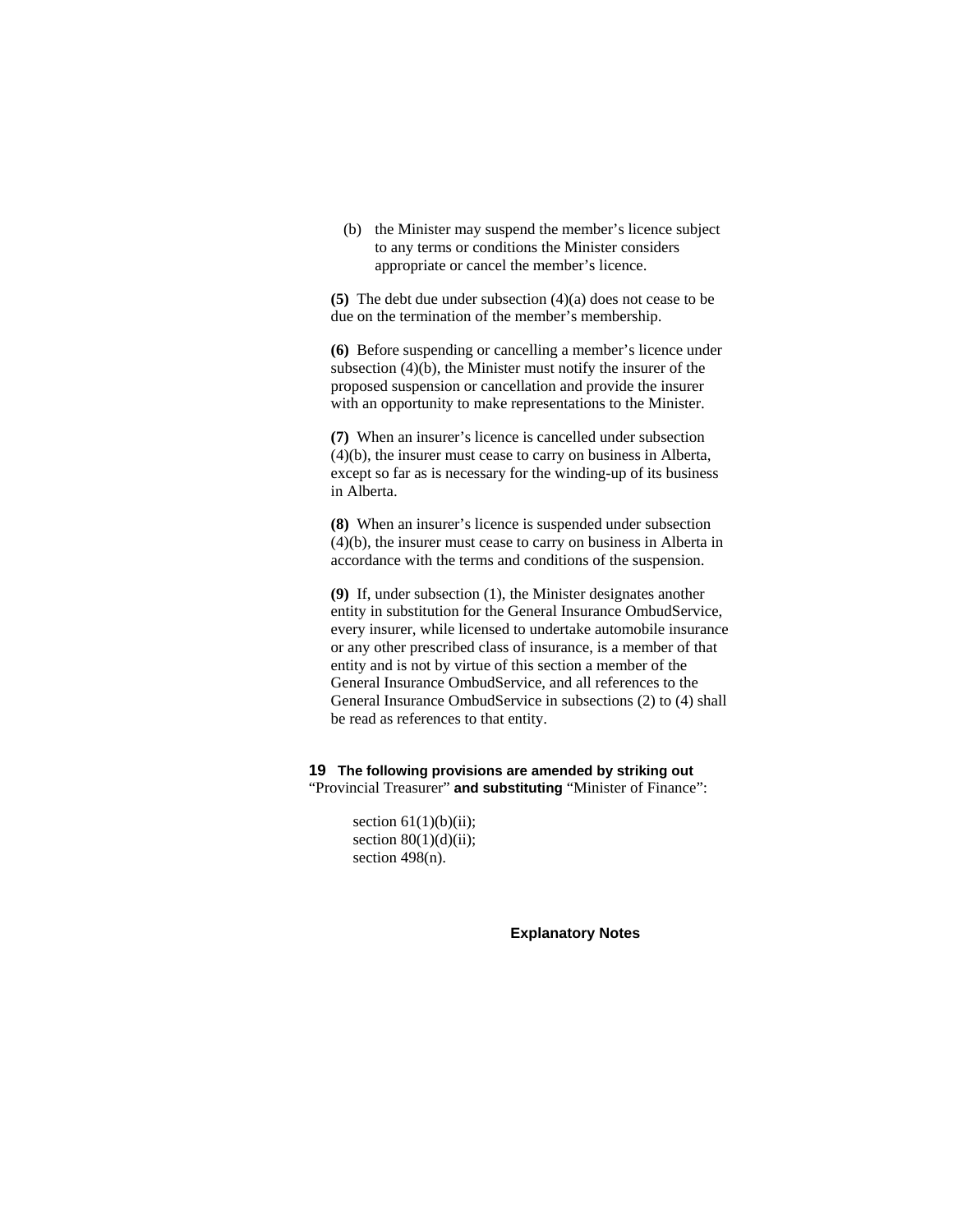(b) the Minister may suspend the member's licence subject to any terms or conditions the Minister considers appropriate or cancel the member's licence.

**(5)** The debt due under subsection (4)(a) does not cease to be due on the termination of the member's membership.

**(6)** Before suspending or cancelling a member's licence under subsection (4)(b), the Minister must notify the insurer of the proposed suspension or cancellation and provide the insurer with an opportunity to make representations to the Minister.

**(7)** When an insurer's licence is cancelled under subsection (4)(b), the insurer must cease to carry on business in Alberta, except so far as is necessary for the winding-up of its business in Alberta.

**(8)** When an insurer's licence is suspended under subsection (4)(b), the insurer must cease to carry on business in Alberta in accordance with the terms and conditions of the suspension.

**(9)** If, under subsection (1), the Minister designates another entity in substitution for the General Insurance OmbudService, every insurer, while licensed to undertake automobile insurance or any other prescribed class of insurance, is a member of that entity and is not by virtue of this section a member of the General Insurance OmbudService, and all references to the General Insurance OmbudService in subsections (2) to (4) shall be read as references to that entity.

**19** **The following provisions are amended by striking out** "Provincial Treasurer" **and substituting** "Minister of Finance":

section 61(1)(b)(ii);
section 80(1)(d)(ii);
section 498(n).

**Explanatory Notes**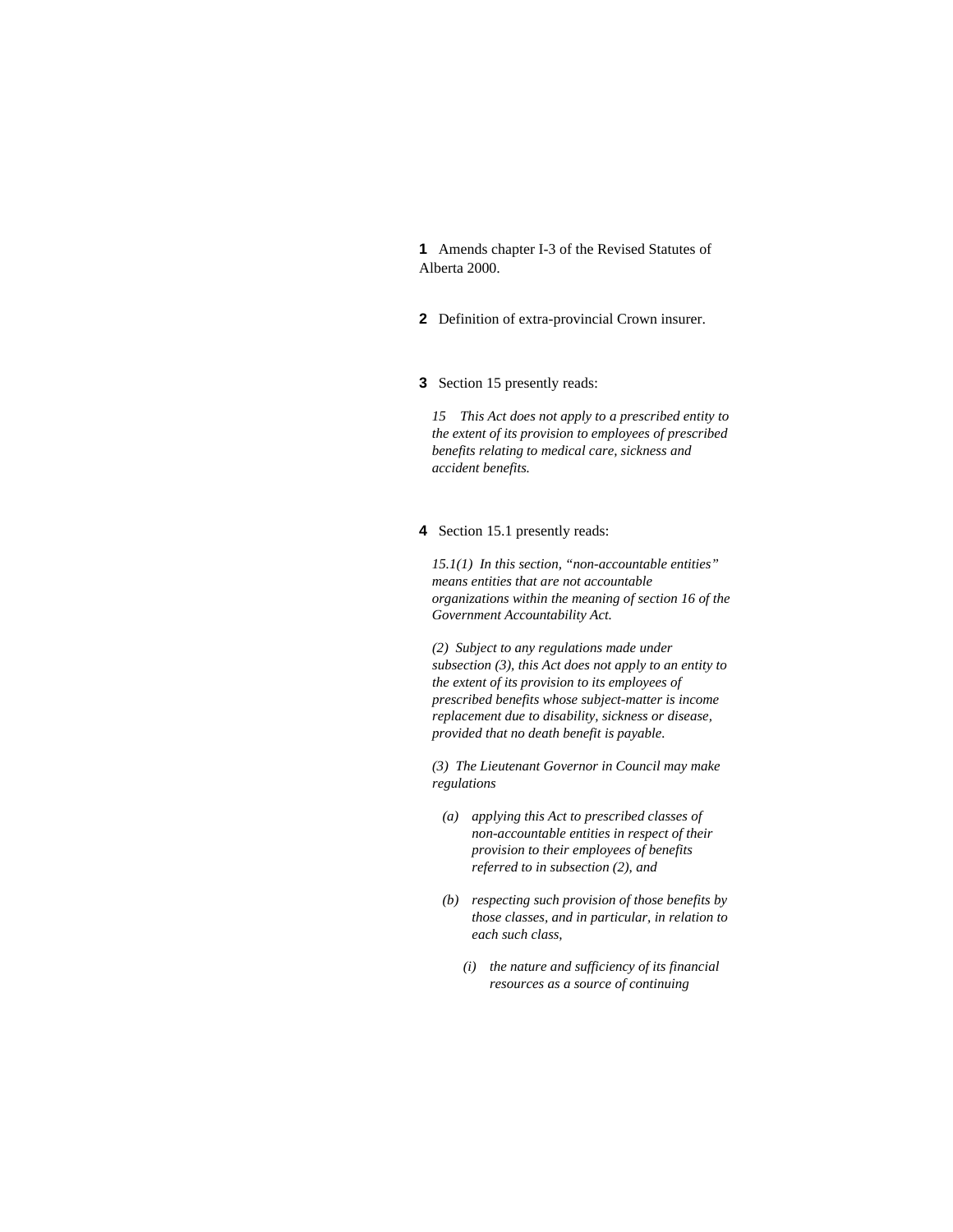**1** Amends chapter I-3 of the Revised Statutes of Alberta 2000.

**2** Definition of extra-provincial Crown insurer.

**3** Section 15 presently reads:

*15 This Act does not apply to a prescribed entity to the extent of its provision to employees of prescribed benefits relating to medical care, sickness and accident benefits.*

**4** Section 15.1 presently reads:

*15.1(1) In this section, "non-accountable entities" means entities that are not accountable organizations within the meaning of section 16 of the Government Accountability Act.*

*(2) Subject to any regulations made under subsection (3), this Act does not apply to an entity to the extent of its provision to its employees of prescribed benefits whose subject-matter is income replacement due to disability, sickness or disease, provided that no death benefit is payable.*

*(3) The Lieutenant Governor in Council may make regulations*

- *(a) applying this Act to prescribed classes of non-accountable entities in respect of their provision to their employees of benefits referred to in subsection (2), and*
- *(b) respecting such provision of those benefits by those classes, and in particular, in relation to each such class,*
  - *(i) the nature and sufficiency of its financial resources as a source of continuing*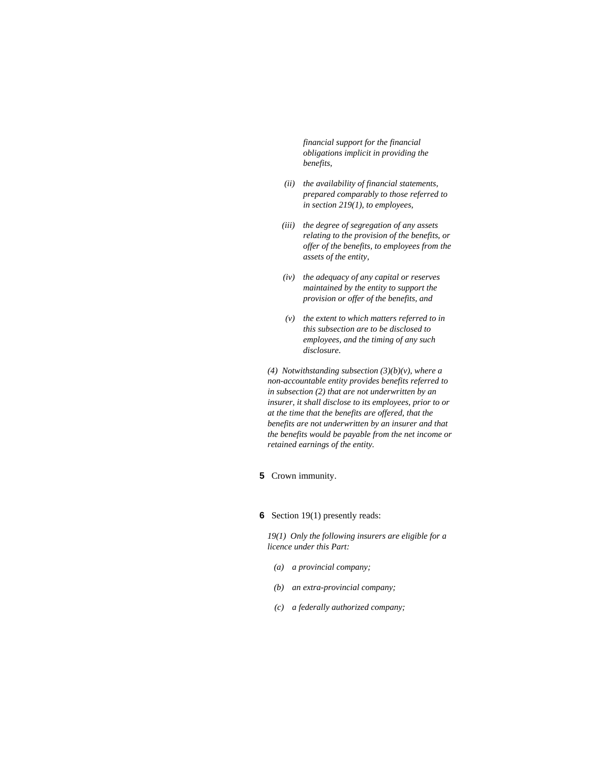*financial support for the financial obligations implicit in providing the benefits,*

*(ii) the availability of financial statements, prepared comparably to those referred to in section 219(1), to employees,*

*(iii) the degree of segregation of any assets relating to the provision of the benefits, or offer of the benefits, to employees from the assets of the entity,*

*(iv) the adequacy of any capital or reserves maintained by the entity to support the provision or offer of the benefits, and*

*(v) the extent to which matters referred to in this subsection are to be disclosed to employees, and the timing of any such disclosure.*

*(4) Notwithstanding subsection (3)(b)(v), where a non-accountable entity provides benefits referred to in subsection (2) that are not underwritten by an insurer, it shall disclose to its employees, prior to or at the time that the benefits are offered, that the benefits are not underwritten by an insurer and that the benefits would be payable from the net income or retained earnings of the entity.*

**5** Crown immunity.

**6** Section 19(1) presently reads:

*19(1) Only the following insurers are eligible for a licence under this Part:*

*(a) a provincial company;*

*(b) an extra-provincial company;*

*(c) a federally authorized company;*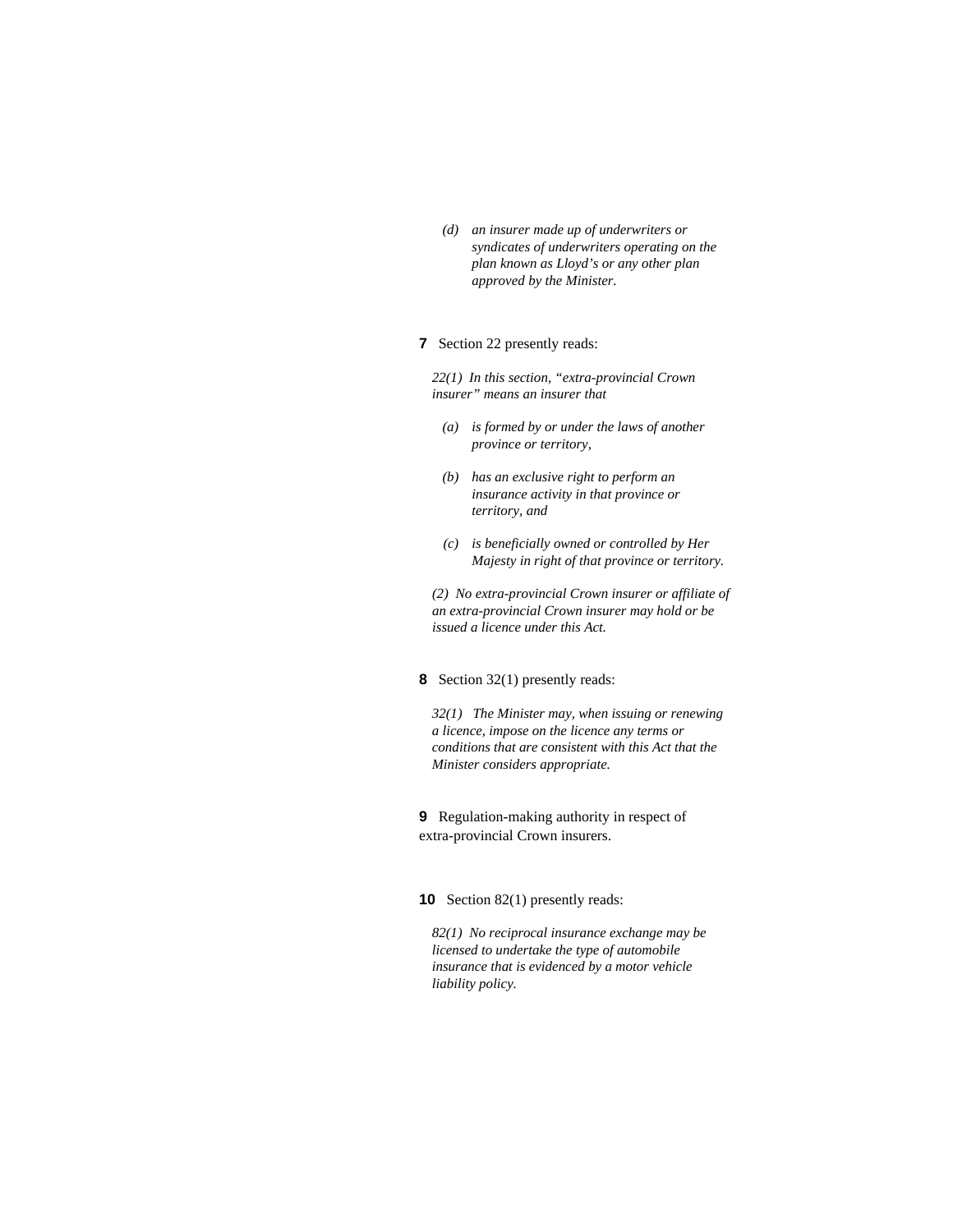*(d) an insurer made up of underwriters or syndicates of underwriters operating on the plan known as Lloyd's or any other plan approved by the Minister.*

**7** Section 22 presently reads:

*22(1) In this section, "extra-provincial Crown insurer" means an insurer that*

*(a) is formed by or under the laws of another province or territory,*

*(b) has an exclusive right to perform an insurance activity in that province or territory, and*

*(c) is beneficially owned or controlled by Her Majesty in right of that province or territory.*

*(2) No extra-provincial Crown insurer or affiliate of an extra-provincial Crown insurer may hold or be issued a licence under this Act.*

**8** Section 32(1) presently reads:

*32(1) The Minister may, when issuing or renewing a licence, impose on the licence any terms or conditions that are consistent with this Act that the Minister considers appropriate.*

**9** Regulation-making authority in respect of extra-provincial Crown insurers.

**10** Section 82(1) presently reads:

*82(1) No reciprocal insurance exchange may be licensed to undertake the type of automobile insurance that is evidenced by a motor vehicle liability policy.*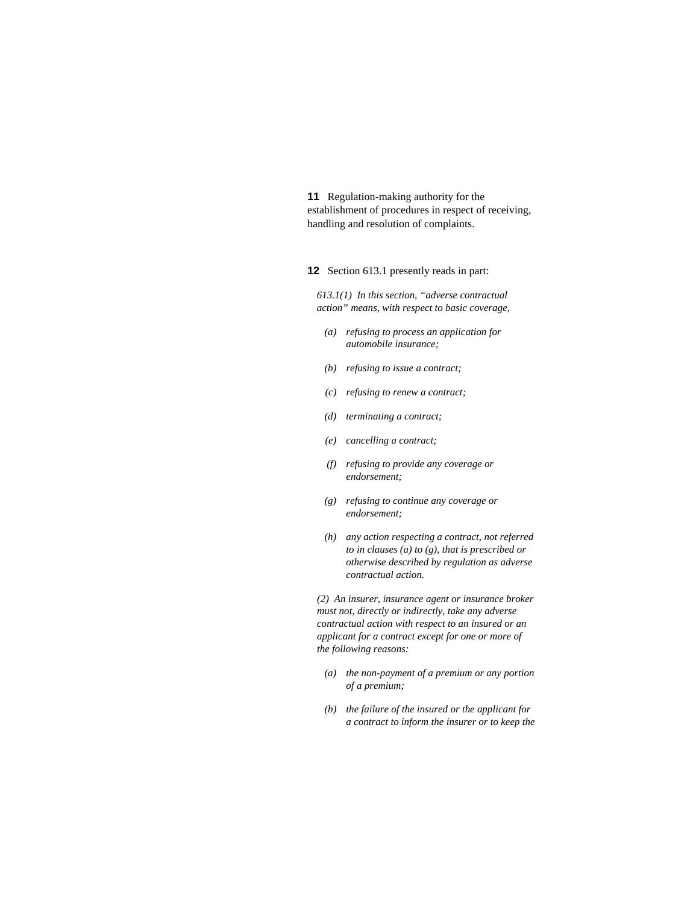**11** Regulation-making authority for the establishment of procedures in respect of receiving, handling and resolution of complaints.

**12** Section 613.1 presently reads in part:

*613.1(1) In this section, "adverse contractual action" means, with respect to basic coverage,*

- *(a) refusing to process an application for automobile insurance;*
- *(b) refusing to issue a contract;*
- *(c) refusing to renew a contract;*
- *(d) terminating a contract;*
- *(e) cancelling a contract;*
- *(f) refusing to provide any coverage or endorsement;*
- *(g) refusing to continue any coverage or endorsement;*
- *(h) any action respecting a contract, not referred to in clauses (a) to (g), that is prescribed or otherwise described by regulation as adverse contractual action.*

*(2) An insurer, insurance agent or insurance broker must not, directly or indirectly, take any adverse contractual action with respect to an insured or an applicant for a contract except for one or more of the following reasons:*

- *(a) the non-payment of a premium or any portion of a premium;*
- *(b) the failure of the insured or the applicant for a contract to inform the insurer or to keep the*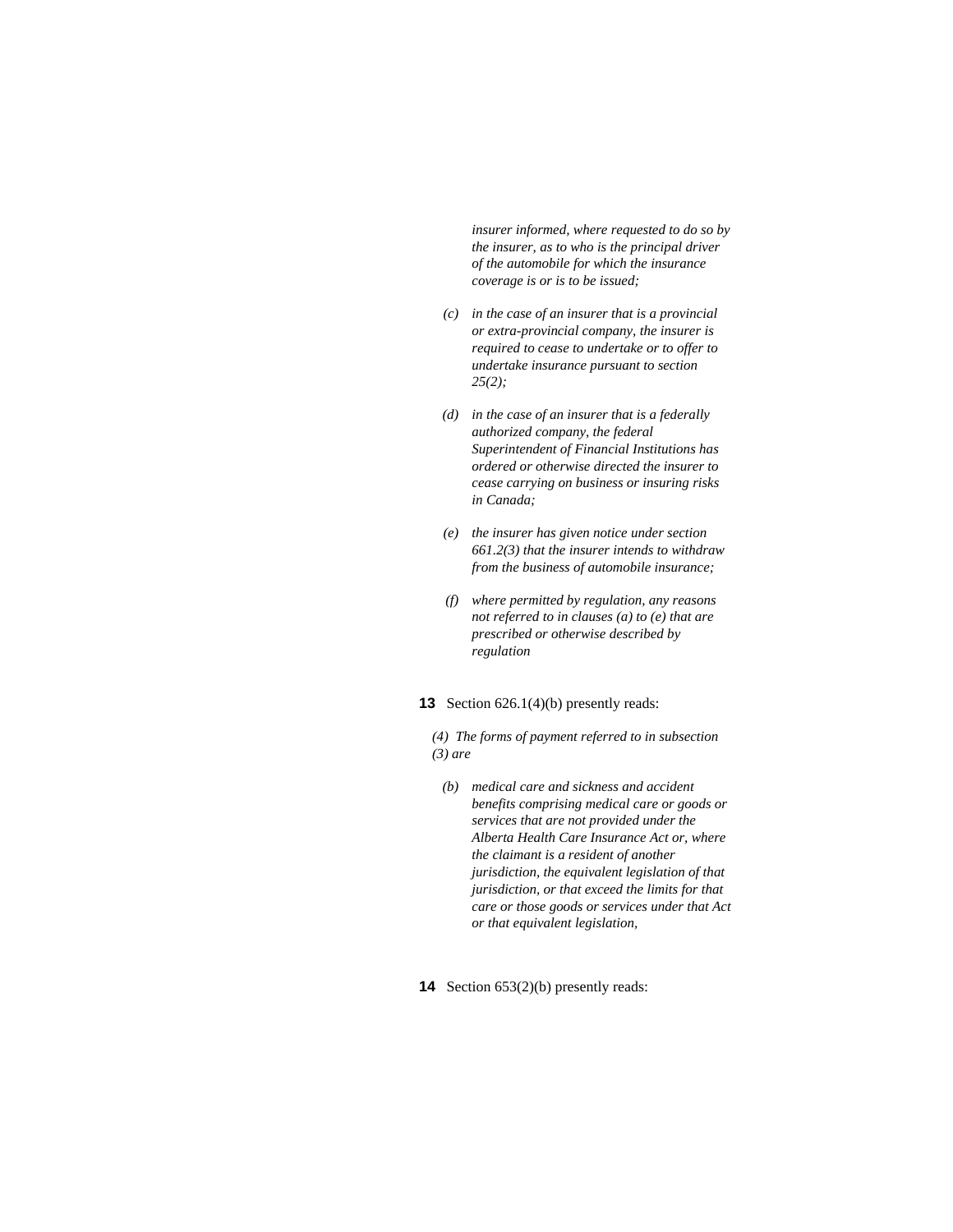*insurer informed, where requested to do so by the insurer, as to who is the principal driver of the automobile for which the insurance coverage is or is to be issued;*

*(c) in the case of an insurer that is a provincial or extra-provincial company, the insurer is required to cease to undertake or to offer to undertake insurance pursuant to section 25(2);*

*(d) in the case of an insurer that is a federally authorized company, the federal Superintendent of Financial Institutions has ordered or otherwise directed the insurer to cease carrying on business or insuring risks in Canada;*

*(e) the insurer has given notice under section 661.2(3) that the insurer intends to withdraw from the business of automobile insurance;*

*(f) where permitted by regulation, any reasons not referred to in clauses (a) to (e) that are prescribed or otherwise described by regulation*

**13** Section 626.1(4)(b) presently reads:

*(4) The forms of payment referred to in subsection (3) are*

*(b) medical care and sickness and accident benefits comprising medical care or goods or services that are not provided under the Alberta Health Care Insurance Act or, where the claimant is a resident of another jurisdiction, the equivalent legislation of that jurisdiction, or that exceed the limits for that care or those goods or services under that Act or that equivalent legislation,*

**14** Section 653(2)(b) presently reads: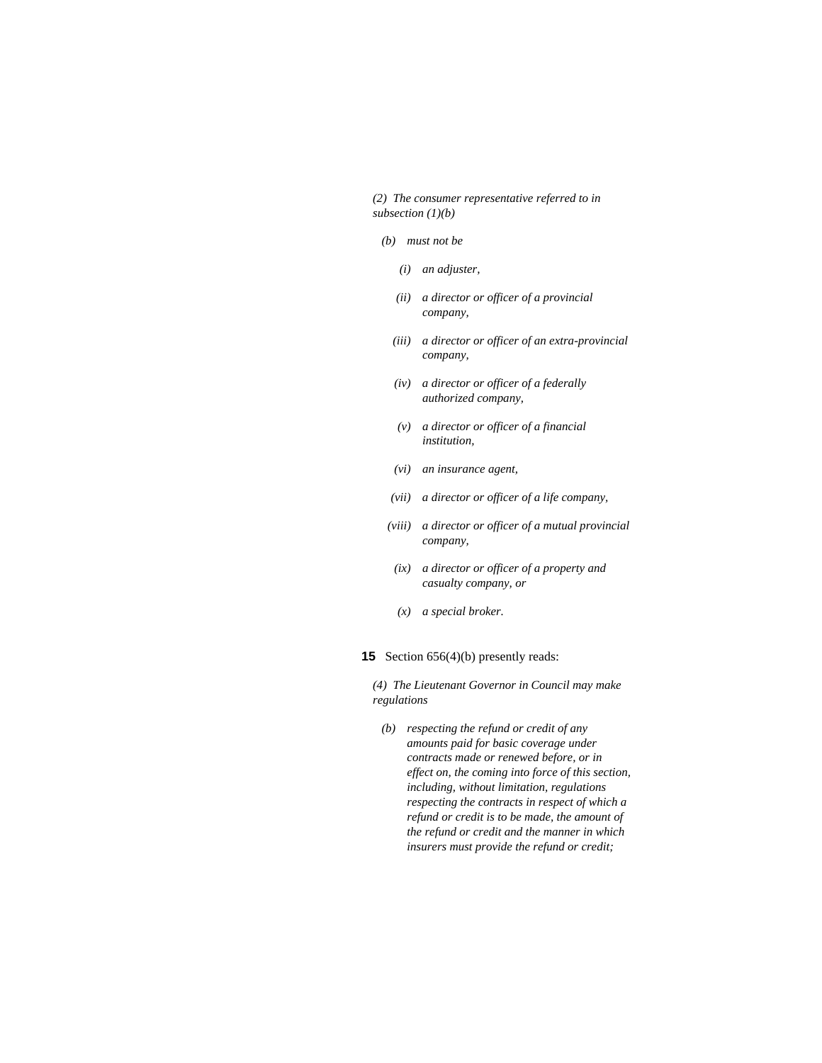*(2) The consumer representative referred to in subsection (1)(b)*

*(b) must not be*

*(i) an adjuster,*

*(ii) a director or officer of a provincial company,*

*(iii) a director or officer of an extra-provincial company,*

*(iv) a director or officer of a federally authorized company,*

*(v) a director or officer of a financial institution,*

*(vi) an insurance agent,*

*(vii) a director or officer of a life company,*

*(viii) a director or officer of a mutual provincial company,*

*(ix) a director or officer of a property and casualty company, or*

*(x) a special broker.*

**15** Section 656(4)(b) presently reads:

*(4) The Lieutenant Governor in Council may make regulations*

*(b) respecting the refund or credit of any amounts paid for basic coverage under contracts made or renewed before, or in effect on, the coming into force of this section, including, without limitation, regulations respecting the contracts in respect of which a refund or credit is to be made, the amount of the refund or credit and the manner in which insurers must provide the refund or credit;*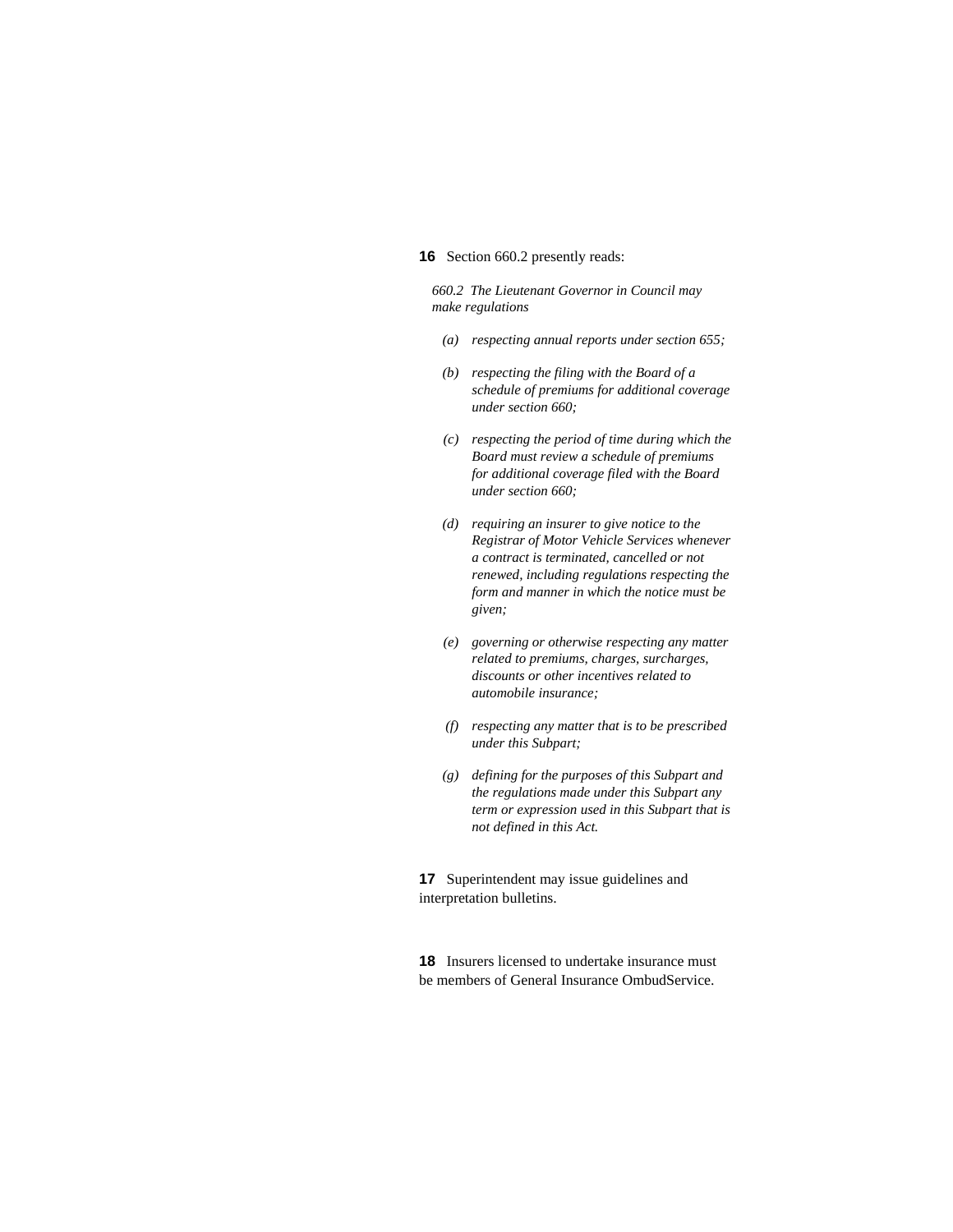**16** Section 660.2 presently reads:

*660.2 The Lieutenant Governor in Council may make regulations*

*(a) respecting annual reports under section 655;*

*(b) respecting the filing with the Board of a schedule of premiums for additional coverage under section 660;*

*(c) respecting the period of time during which the Board must review a schedule of premiums for additional coverage filed with the Board under section 660;*

*(d) requiring an insurer to give notice to the Registrar of Motor Vehicle Services whenever a contract is terminated, cancelled or not renewed, including regulations respecting the form and manner in which the notice must be given;*

*(e) governing or otherwise respecting any matter related to premiums, charges, surcharges, discounts or other incentives related to automobile insurance;*

*(f) respecting any matter that is to be prescribed under this Subpart;*

*(g) defining for the purposes of this Subpart and the regulations made under this Subpart any term or expression used in this Subpart that is not defined in this Act.*

**17** Superintendent may issue guidelines and interpretation bulletins.

**18** Insurers licensed to undertake insurance must be members of General Insurance OmbudService.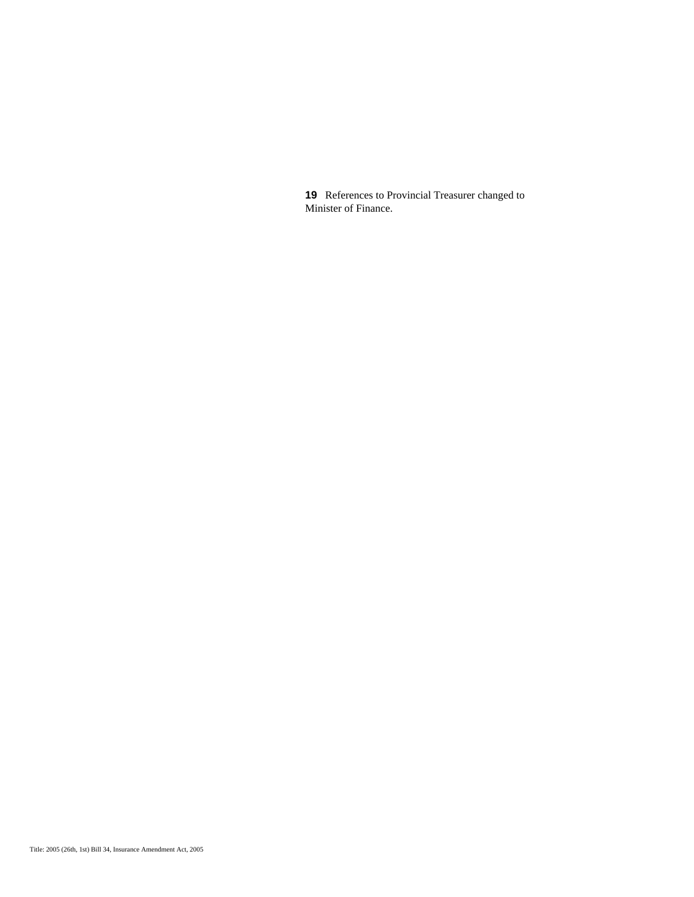**19** References to Provincial Treasurer changed to Minister of Finance.